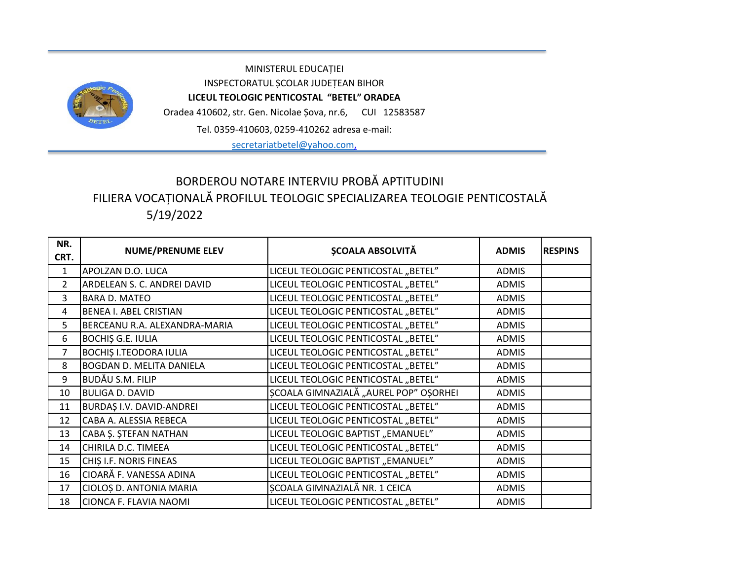MINISTERUL EDUCAȚIEI

INSPECTORATUL ȘCOLAR JUDEȚEAN BIHOR

**LICEUL TEOLOGIC PENTICOSTAL "BETEL" ORADEA**

Oradea 410602, str. Gen. Nicolae Șova, nr.6, CUI 12583587

Tel. 0359-410603, 0259-410262 adresa e-mail:

secretariatbetel@yahoo.com,

## BORDEROU NOTARE INTERVIU PROBĂ APTITUDINI

## FILIERA VOCAȚIONALĂ PROFILUL TEOLOGIC SPECIALIZAREA TEOLOGIE PENTICOSTALĂ

5/19/2022

| NR. CRT. | NUME/PRENUME ELEV | ȘCOALA ABSOLVITĂ | ADMIS | RESPINS |
|---|---|---|---|---|
| 1 | APOLZAN D.O. LUCA | LICEUL TEOLOGIC PENTICOSTAL „BETEL" | ADMIS | |
| 2 | ARDELEAN S. C. ANDREI DAVID | LICEUL TEOLOGIC PENTICOSTAL „BETEL" | ADMIS | |
| 3 | BARA D. MATEO | LICEUL TEOLOGIC PENTICOSTAL „BETEL" | ADMIS | |
| 4 | BENEA I. ABEL CRISTIAN | LICEUL TEOLOGIC PENTICOSTAL „BETEL" | ADMIS | |
| 5 | BERCEANU R.A. ALEXANDRA-MARIA | LICEUL TEOLOGIC PENTICOSTAL „BETEL" | ADMIS | |
| 6 | BOCHIȘ G.E. IULIA | LICEUL TEOLOGIC PENTICOSTAL „BETEL" | ADMIS | |
| 7 | BOCHIȘ I.TEODORA IULIA | LICEUL TEOLOGIC PENTICOSTAL „BETEL" | ADMIS | |
| 8 | BOGDAN D. MELITA DANIELA | LICEUL TEOLOGIC PENTICOSTAL „BETEL" | ADMIS | |
| 9 | BUDĂU S.M. FILIP | LICEUL TEOLOGIC PENTICOSTAL „BETEL" | ADMIS | |
| 10 | BULIGA D. DAVID | ȘCOALA GIMNAZIALĂ „AUREL POP" OȘORHEI | ADMIS | |
| 11 | BURDAȘ I.V. DAVID-ANDREI | LICEUL TEOLOGIC PENTICOSTAL „BETEL" | ADMIS | |
| 12 | CABA A. ALESSIA REBECA | LICEUL TEOLOGIC PENTICOSTAL „BETEL" | ADMIS | |
| 13 | CABA Ș. ȘTEFAN NATHAN | LICEUL TEOLOGIC BAPTIST „EMANUEL" | ADMIS | |
| 14 | CHIRILA D.C. TIMEEA | LICEUL TEOLOGIC PENTICOSTAL „BETEL" | ADMIS | |
| 15 | CHIȘ I.F. NORIS FINEAS | LICEUL TEOLOGIC BAPTIST „EMANUEL" | ADMIS | |
| 16 | CIOARĂ F. VANESSA ADINA | LICEUL TEOLOGIC PENTICOSTAL „BETEL" | ADMIS | |
| 17 | CIOLOȘ D. ANTONIA MARIA | ȘCOALA GIMNAZIALĂ NR. 1 CEICA | ADMIS | |
| 18 | CIONCA F. FLAVIA NAOMI | LICEUL TEOLOGIC PENTICOSTAL „BETEL" | ADMIS | |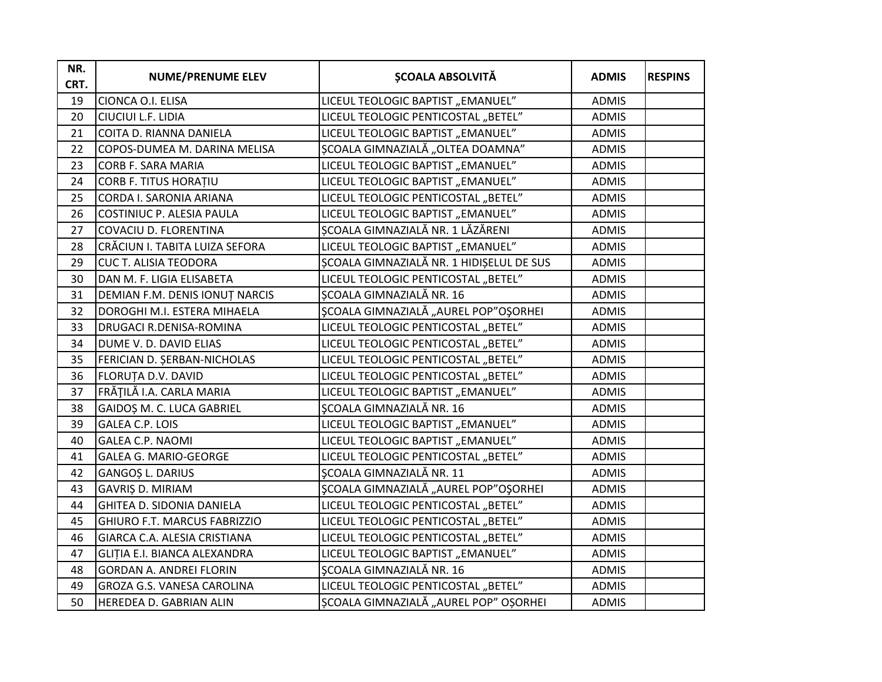| NR. CRT. | NUME/PRENUME ELEV | ȘCOALA ABSOLVITĂ | ADMIS | RESPINS |
|---|---|---|---|---|
| 19 | CIONCA O.I. ELISA | LICEUL TEOLOGIC BAPTIST „EMANUEL” | ADMIS | |
| 20 | CIUCIUI L.F. LIDIA | LICEUL TEOLOGIC PENTICOSTAL „BETEL” | ADMIS | |
| 21 | COITA D. RIANNA DANIELA | LICEUL TEOLOGIC BAPTIST „EMANUEL” | ADMIS | |
| 22 | COPOS-DUMEA M. DARINA MELISA | ȘCOALA GIMNAZIALĂ „OLTEA DOAMNA” | ADMIS | |
| 23 | CORB F. SARA MARIA | LICEUL TEOLOGIC BAPTIST „EMANUEL” | ADMIS | |
| 24 | CORB F. TITUS HORAȚIU | LICEUL TEOLOGIC BAPTIST „EMANUEL” | ADMIS | |
| 25 | CORDA I. SARONIA ARIANA | LICEUL TEOLOGIC PENTICOSTAL „BETEL” | ADMIS | |
| 26 | COSTINIUC P. ALESIA PAULA | LICEUL TEOLOGIC BAPTIST „EMANUEL” | ADMIS | |
| 27 | COVACIU D. FLORENTINA | ȘCOALA GIMNAZIALĂ NR. 1 LĂZĂRENI | ADMIS | |
| 28 | CRĂCIUN I. TABITA LUIZA SEFORA | LICEUL TEOLOGIC BAPTIST „EMANUEL” | ADMIS | |
| 29 | CUC T. ALISIA TEODORA | ȘCOALA GIMNAZIALĂ NR. 1 HIDIȘELUL DE SUS | ADMIS | |
| 30 | DAN M. F. LIGIA ELISABETA | LICEUL TEOLOGIC PENTICOSTAL „BETEL” | ADMIS | |
| 31 | DEMIAN F.M. DENIS IONUȚ NARCIS | ȘCOALA GIMNAZIALĂ NR. 16 | ADMIS | |
| 32 | DOROGHI M.I. ESTERA MIHAELA | ŞCOALA GIMNAZIALĂ „AUREL POP”OŞORHEI | ADMIS | |
| 33 | DRUGACI R.DENISA-ROMINA | LICEUL TEOLOGIC PENTICOSTAL „BETEL” | ADMIS | |
| 34 | DUME V. D. DAVID ELIAS | LICEUL TEOLOGIC PENTICOSTAL „BETEL” | ADMIS | |
| 35 | FERICIAN D. ȘERBAN-NICHOLAS | LICEUL TEOLOGIC PENTICOSTAL „BETEL” | ADMIS | |
| 36 | FLORUȚA D.V. DAVID | LICEUL TEOLOGIC PENTICOSTAL „BETEL” | ADMIS | |
| 37 | FRĂŢILĂ I.A. CARLA MARIA | LICEUL TEOLOGIC BAPTIST „EMANUEL” | ADMIS | |
| 38 | GAIDOȘ M. C. LUCA GABRIEL | ȘCOALA GIMNAZIALĂ NR. 16 | ADMIS | |
| 39 | GALEA C.P. LOIS | LICEUL TEOLOGIC BAPTIST „EMANUEL” | ADMIS | |
| 40 | GALEA C.P. NAOMI | LICEUL TEOLOGIC BAPTIST „EMANUEL” | ADMIS | |
| 41 | GALEA G. MARIO-GEORGE | LICEUL TEOLOGIC PENTICOSTAL „BETEL” | ADMIS | |
| 42 | GANGOȘ L. DARIUS | ŞCOALA GIMNAZIALĂ NR. 11 | ADMIS | |
| 43 | GAVRIȘ D. MIRIAM | ŞCOALA GIMNAZIALĂ „AUREL POP”OȘORHEI | ADMIS | |
| 44 | GHITEA D. SIDONIA DANIELA | LICEUL TEOLOGIC PENTICOSTAL „BETEL” | ADMIS | |
| 45 | GHIURO F.T. MARCUS FABRIZZIO | LICEUL TEOLOGIC PENTICOSTAL „BETEL” | ADMIS | |
| 46 | GIARCA C.A. ALESIA CRISTIANA | LICEUL TEOLOGIC PENTICOSTAL „BETEL” | ADMIS | |
| 47 | GLIȚIA E.I. BIANCA ALEXANDRA | LICEUL TEOLOGIC BAPTIST „EMANUEL” | ADMIS | |
| 48 | GORDAN A. ANDREI FLORIN | ŞCOALA GIMNAZIALĂ NR. 16 | ADMIS | |
| 49 | GROZA G.S. VANESA CAROLINA | LICEUL TEOLOGIC PENTICOSTAL „BETEL” | ADMIS | |
| 50 | HEREDEA D. GABRIAN ALIN | ŞCOALA GIMNAZIALĂ „AUREL POP” OȘORHEI | ADMIS | |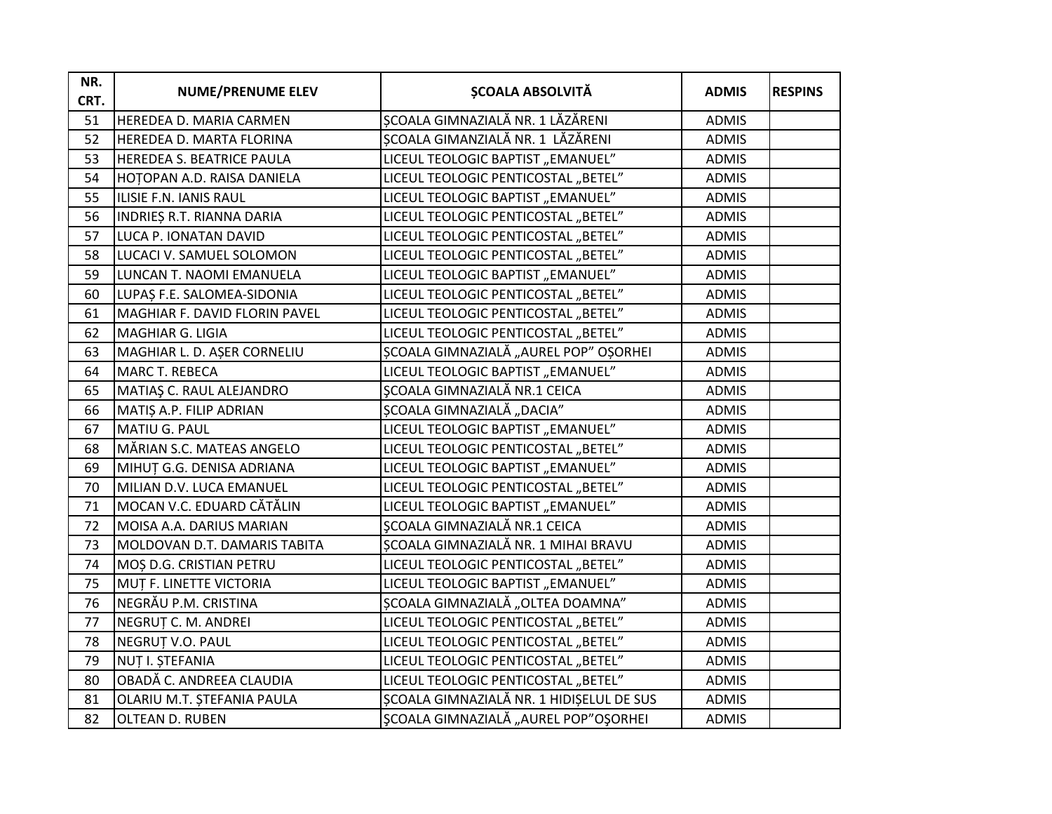| NR. CRT. | NUME/PRENUME ELEV | ȘCOALA ABSOLVITĂ | ADMIS | RESPINS |
|---|---|---|---|---|
| 51 | HEREDEA D. MARIA CARMEN | ȘCOALA GIMNAZIALĂ NR. 1 LĂZĂRENI | ADMIS | |
| 52 | HEREDEA D. MARTA FLORINA | ȘCOALA GIMANZIALĂ NR. 1 LĂZĂRENI | ADMIS | |
| 53 | HEREDEA S. BEATRICE PAULA | LICEUL TEOLOGIC BAPTIST „EMANUEL” | ADMIS | |
| 54 | HOȚOPAN A.D. RAISA DANIELA | LICEUL TEOLOGIC PENTICOSTAL „BETEL” | ADMIS | |
| 55 | ILISIE F.N. IANIS RAUL | LICEUL TEOLOGIC BAPTIST „EMANUEL” | ADMIS | |
| 56 | INDRIEȘ R.T. RIANNA DARIA | LICEUL TEOLOGIC PENTICOSTAL „BETEL” | ADMIS | |
| 57 | LUCA P. IONATAN DAVID | LICEUL TEOLOGIC PENTICOSTAL „BETEL” | ADMIS | |
| 58 | LUCACI V. SAMUEL SOLOMON | LICEUL TEOLOGIC PENTICOSTAL „BETEL” | ADMIS | |
| 59 | LUNCAN T. NAOMI EMANUELA | LICEUL TEOLOGIC BAPTIST „EMANUEL” | ADMIS | |
| 60 | LUPAȘ F.E. SALOMEA-SIDONIA | LICEUL TEOLOGIC PENTICOSTAL „BETEL” | ADMIS | |
| 61 | MAGHIAR F. DAVID FLORIN PAVEL | LICEUL TEOLOGIC PENTICOSTAL „BETEL” | ADMIS | |
| 62 | MAGHIAR G. LIGIA | LICEUL TEOLOGIC PENTICOSTAL „BETEL” | ADMIS | |
| 63 | MAGHIAR L. D. AȘER CORNELIU | ȘCOALA GIMNAZIALĂ „AUREL POP” OȘORHEI | ADMIS | |
| 64 | MARC T. REBECA | LICEUL TEOLOGIC BAPTIST „EMANUEL” | ADMIS | |
| 65 | MATIAŞ C. RAUL ALEJANDRO | ŞCOALA GIMNAZIALĂ NR.1 CEICA | ADMIS | |
| 66 | MATIȘ A.P. FILIP ADRIAN | ȘCOALA GIMNAZIALĂ „DACIA” | ADMIS | |
| 67 | MATIU G. PAUL | LICEUL TEOLOGIC BAPTIST „EMANUEL” | ADMIS | |
| 68 | MĂRIAN S.C. MATEAS ANGELO | LICEUL TEOLOGIC PENTICOSTAL „BETEL” | ADMIS | |
| 69 | MIHUȚ G.G. DENISA ADRIANA | LICEUL TEOLOGIC BAPTIST „EMANUEL” | ADMIS | |
| 70 | MILIAN D.V. LUCA EMANUEL | LICEUL TEOLOGIC PENTICOSTAL „BETEL” | ADMIS | |
| 71 | MOCAN V.C. EDUARD CĂTĂLIN | LICEUL TEOLOGIC BAPTIST „EMANUEL” | ADMIS | |
| 72 | MOISA A.A. DARIUS MARIAN | ŞCOALA GIMNAZIALĂ NR.1 CEICA | ADMIS | |
| 73 | MOLDOVAN D.T. DAMARIS TABITA | ȘCOALA GIMNAZIALĂ NR. 1 MIHAI BRAVU | ADMIS | |
| 74 | MOȘ D.G. CRISTIAN PETRU | LICEUL TEOLOGIC PENTICOSTAL „BETEL” | ADMIS | |
| 75 | MUȚ F. LINETTE VICTORIA | LICEUL TEOLOGIC BAPTIST „EMANUEL” | ADMIS | |
| 76 | NEGRĂU P.M. CRISTINA | ȘCOALA GIMNAZIALĂ „OLTEA DOAMNA” | ADMIS | |
| 77 | NEGRUȚ C. M. ANDREI | LICEUL TEOLOGIC PENTICOSTAL „BETEL” | ADMIS | |
| 78 | NEGRUȚ V.O. PAUL | LICEUL TEOLOGIC PENTICOSTAL „BETEL” | ADMIS | |
| 79 | NUȚ I. ȘTEFANIA | LICEUL TEOLOGIC PENTICOSTAL „BETEL” | ADMIS | |
| 80 | OBADĂ C. ANDREEA CLAUDIA | LICEUL TEOLOGIC PENTICOSTAL „BETEL” | ADMIS | |
| 81 | OLARIU M.T. ȘTEFANIA PAULA | ȘCOALA GIMNAZIALĂ NR. 1 HIDIȘELUL DE SUS | ADMIS | |
| 82 | OLTEAN D. RUBEN | ŞCOALA GIMNAZIALĂ „AUREL POP”OŞORHEI | ADMIS | |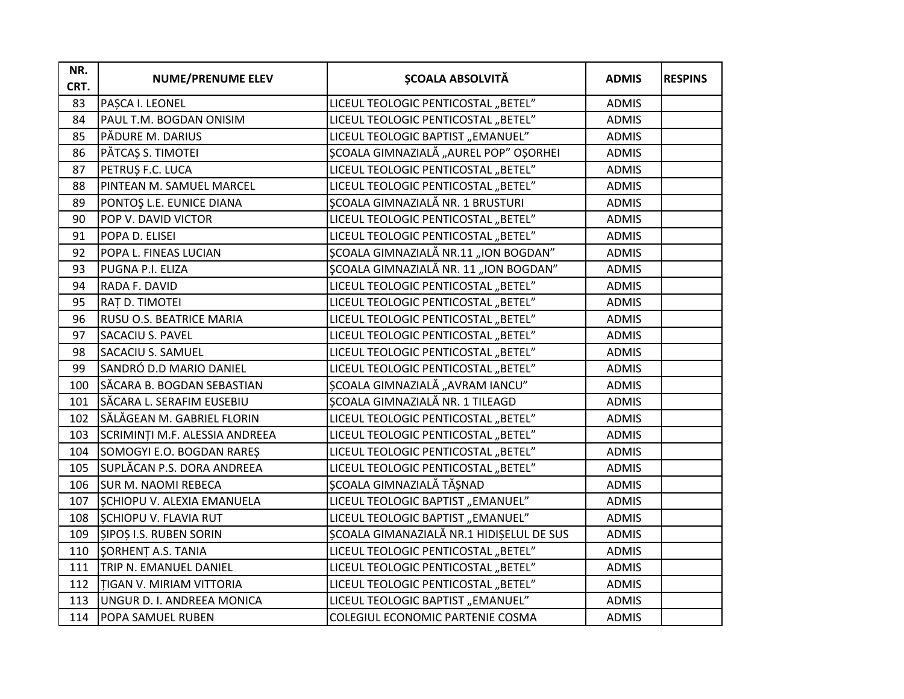| NR. CRT. | NUME/PRENUME ELEV | ȘCOALA ABSOLVITĂ | ADMIS | RESPINS |
|---|---|---|---|---|
| 83 | PAȘCA I. LEONEL | LICEUL TEOLOGIC PENTICOSTAL „BETEL” | ADMIS | |
| 84 | PAUL T.M. BOGDAN ONISIM | LICEUL TEOLOGIC PENTICOSTAL „BETEL” | ADMIS | |
| 85 | PĂDURE M. DARIUS | LICEUL TEOLOGIC BAPTIST „EMANUEL” | ADMIS | |
| 86 | PĂTCAȘ S. TIMOTEI | ȘCOALA GIMNAZIALĂ „AUREL POP” OȘORHEI | ADMIS | |
| 87 | PETRUȘ F.C. LUCA | LICEUL TEOLOGIC PENTICOSTAL „BETEL” | ADMIS | |
| 88 | PINTEAN M. SAMUEL MARCEL | LICEUL TEOLOGIC PENTICOSTAL „BETEL” | ADMIS | |
| 89 | PONTOŞ L.E. EUNICE DIANA | ȘCOALA GIMNAZIALĂ NR. 1 BRUSTURI | ADMIS | |
| 90 | POP V. DAVID VICTOR | LICEUL TEOLOGIC PENTICOSTAL „BETEL” | ADMIS | |
| 91 | POPA D. ELISEI | LICEUL TEOLOGIC PENTICOSTAL „BETEL” | ADMIS | |
| 92 | POPA L. FINEAS LUCIAN | ȘCOALA GIMNAZIALĂ NR.11 „ION BOGDAN” | ADMIS | |
| 93 | PUGNA P.I. ELIZA | ȘCOALA GIMNAZIALĂ NR. 11 „ION BOGDAN” | ADMIS | |
| 94 | RADA F. DAVID | LICEUL TEOLOGIC PENTICOSTAL „BETEL” | ADMIS | |
| 95 | RAȚ D. TIMOTEI | LICEUL TEOLOGIC PENTICOSTAL „BETEL” | ADMIS | |
| 96 | RUSU O.S. BEATRICE MARIA | LICEUL TEOLOGIC PENTICOSTAL „BETEL” | ADMIS | |
| 97 | SACACIU S. PAVEL | LICEUL TEOLOGIC PENTICOSTAL „BETEL” | ADMIS | |
| 98 | SACACIU S. SAMUEL | LICEUL TEOLOGIC PENTICOSTAL „BETEL” | ADMIS | |
| 99 | SANDRÓ D.D MARIO DANIEL | LICEUL TEOLOGIC PENTICOSTAL „BETEL” | ADMIS | |
| 100 | SĂCARA B. BOGDAN SEBASTIAN | ȘCOALA GIMNAZIALĂ „AVRAM IANCU” | ADMIS | |
| 101 | SĂCARA L. SERAFIM EUSEBIU | ȘCOALA GIMNAZIALĂ NR. 1 TILEAGD | ADMIS | |
| 102 | SĂLĂGEAN M. GABRIEL FLORIN | LICEUL TEOLOGIC PENTICOSTAL „BETEL” | ADMIS | |
| 103 | SCRIMINȚI M.F. ALESSIA ANDREEA | LICEUL TEOLOGIC PENTICOSTAL „BETEL” | ADMIS | |
| 104 | SOMOGYI E.O. BOGDAN RAREȘ | LICEUL TEOLOGIC PENTICOSTAL „BETEL” | ADMIS | |
| 105 | SUPLĂCAN P.S. DORA ANDREEA | LICEUL TEOLOGIC PENTICOSTAL „BETEL” | ADMIS | |
| 106 | SUR M. NAOMI REBECA | ȘCOALA GIMNAZIALĂ TĂȘNAD | ADMIS | |
| 107 | ȘCHIOPU V. ALEXIA EMANUELA | LICEUL TEOLOGIC BAPTIST „EMANUEL” | ADMIS | |
| 108 | ȘCHIOPU V. FLAVIA RUT | LICEUL TEOLOGIC BAPTIST „EMANUEL” | ADMIS | |
| 109 | ȘIPOȘ I.S. RUBEN SORIN | ȘCOALA GIMANAZIALĂ NR.1 HIDIȘELUL DE SUS | ADMIS | |
| 110 | ŞORHENȚ A.S. TANIA | LICEUL TEOLOGIC PENTICOSTAL „BETEL” | ADMIS | |
| 111 | TRIP N. EMANUEL DANIEL | LICEUL TEOLOGIC PENTICOSTAL „BETEL” | ADMIS | |
| 112 | ȚIGAN V. MIRIAM VITTORIA | LICEUL TEOLOGIC PENTICOSTAL „BETEL” | ADMIS | |
| 113 | UNGUR D. I. ANDREEA MONICA | LICEUL TEOLOGIC BAPTIST „EMANUEL” | ADMIS | |
| 114 | POPA SAMUEL RUBEN | COLEGIUL ECONOMIC PARTENIE COSMA | ADMIS | |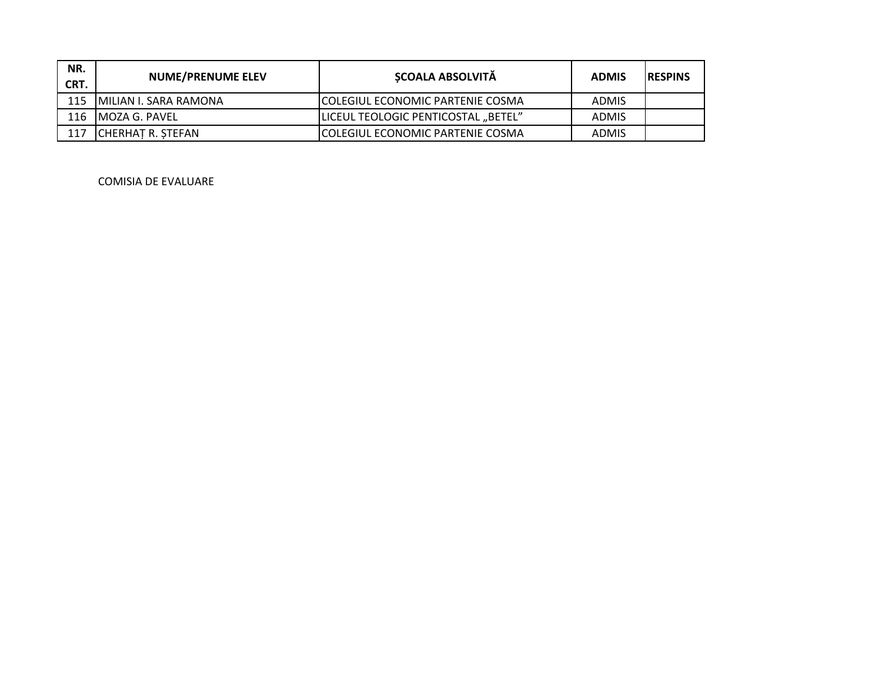| NR. CRT. | NUME/PRENUME ELEV | ȘCOALA ABSOLVITĂ | ADMIS | RESPINS |
|---|---|---|---|---|
| 115 | MILIAN I. SARA RAMONA | COLEGIUL ECONOMIC PARTENIE COSMA | ADMIS | |
| 116 | MOZA G. PAVEL | LICEUL TEOLOGIC PENTICOSTAL „BETEL” | ADMIS | |
| 117 | CHERHAȚ R. ȘTEFAN | COLEGIUL ECONOMIC PARTENIE COSMA | ADMIS | |

COMISIA DE EVALUARE